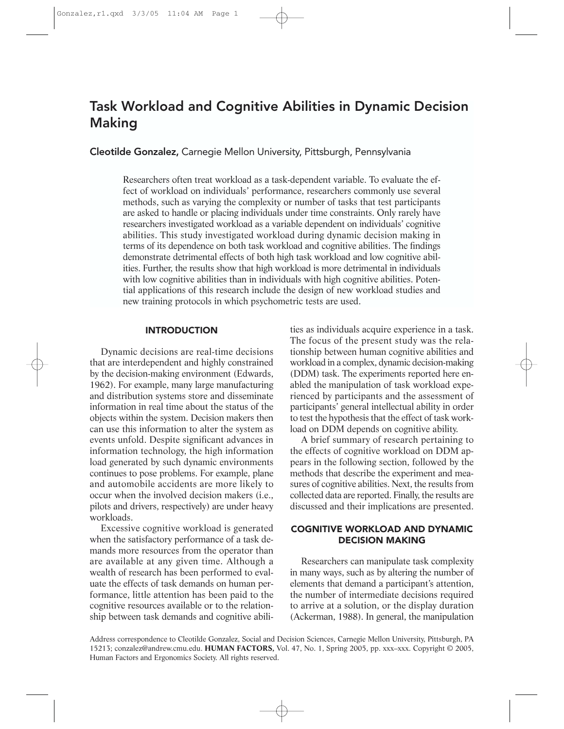# Task Workload and Cognitive Abilities in Dynamic Decision Making

**Cleotilde Gonzalez,** Carnegie Mellon University, Pittsburgh, Pennsylvania

Researchers often treat workload as a task-dependent variable. To evaluate the effect of workload on individuals' performance, researchers commonly use several methods, such as varying the complexity or number of tasks that test participants are asked to handle or placing individuals under time constraints. Only rarely have researchers investigated workload as a variable dependent on individuals' cognitive abilities. This study investigated workload during dynamic decision making in terms of its dependence on both task workload and cognitive abilities. The findings demonstrate detrimental effects of both high task workload and low cognitive abilities. Further, the results show that high workload is more detrimental in individuals with low cognitive abilities than in individuals with high cognitive abilities. Potential applications of this research include the design of new workload studies and new training protocols in which psychometric tests are used.

## INTRODUCTION

Dynamic decisions are real-time decisions that are interdependent and highly constrained by the decision-making environment (Edwards, 1962). For example, many large manufacturing and distribution systems store and disseminate information in real time about the status of the objects within the system. Decision makers then can use this information to alter the system as events unfold. Despite significant advances in information technology, the high information load generated by such dynamic environments continues to pose problems. For example, plane and automobile accidents are more likely to occur when the involved decision makers (i.e., pilots and drivers, respectively) are under heavy workloads.

Excessive cognitive workload is generated when the satisfactory performance of a task demands more resources from the operator than are available at any given time. Although a wealth of research has been performed to evaluate the effects of task demands on human performance, little attention has been paid to the cognitive resources available or to the relationship between task demands and cognitive abilities as individuals acquire experience in a task. The focus of the present study was the relationship between human cognitive abilities and workload in a complex, dynamic decision-making (DDM) task. The experiments reported here enabled the manipulation of task workload experienced by participants and the assessment of participants' general intellectual ability in order to test the hypothesis that the effect of task workload on DDM depends on cognitive ability.

A brief summary of research pertaining to the effects of cognitive workload on DDM appears in the following section, followed by the methods that describe the experiment and measures of cognitive abilities. Next, the results from collected data are reported. Finally, the results are discussed and their implications are presented.

## COGNITIVE WORKLOAD AND DYNAMIC DECISION MAKING

Researchers can manipulate task complexity in many ways, such as by altering the number of elements that demand a participant's attention, the number of intermediate decisions required to arrive at a solution, or the display duration (Ackerman, 1988). In general, the manipulation

Address correspondence to Cleotilde Gonzalez, Social and Decision Sciences, Carnegie Mellon University, Pittsburgh, PA 15213; conzalez@andrew.cmu.edu. **HUMAN FACTORS,** Vol. 47, No. 1, Spring 2005, pp. xxx–xxx. Copyright © 2005, Human Factors and Ergonomics Society. All rights reserved.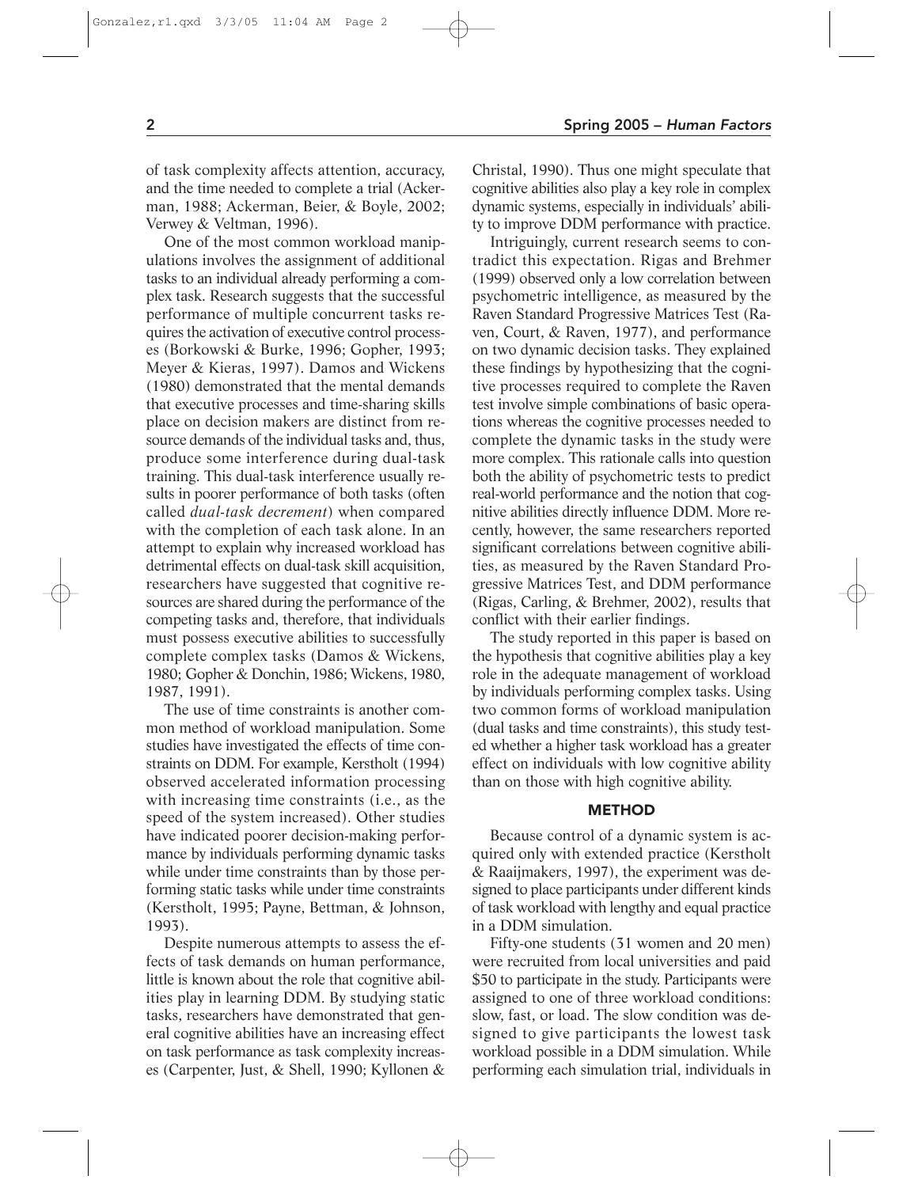of task complexity affects attention, accuracy, and the time needed to complete a trial (Ackerman, 1988; Ackerman, Beier, & Boyle, 2002; Verwey & Veltman, 1996).

One of the most common workload manipulations involves the assignment of additional tasks to an individual already performing a complex task. Research suggests that the successful performance of multiple concurrent tasks requires the activation of executive control processes (Borkowski & Burke, 1996; Gopher, 1993; Meyer & Kieras, 1997). Damos and Wickens (1980) demonstrated that the mental demands that executive processes and time-sharing skills place on decision makers are distinct from resource demands of the individual tasks and, thus, produce some interference during dual-task training. This dual-task interference usually results in poorer performance of both tasks (often called *dual-task decrement*) when compared with the completion of each task alone. In an attempt to explain why increased workload has detrimental effects on dual-task skill acquisition, researchers have suggested that cognitive resources are shared during the performance of the competing tasks and, therefore, that individuals must possess executive abilities to successfully complete complex tasks (Damos & Wickens, 1980; Gopher & Donchin, 1986; Wickens, 1980, 1987, 1991).

The use of time constraints is another common method of workload manipulation. Some studies have investigated the effects of time constraints on DDM. For example, Kerstholt (1994) observed accelerated information processing with increasing time constraints (i.e., as the speed of the system increased). Other studies have indicated poorer decision-making performance by individuals performing dynamic tasks while under time constraints than by those performing static tasks while under time constraints (Kerstholt, 1995; Payne, Bettman, & Johnson, 1993).

Despite numerous attempts to assess the effects of task demands on human performance, little is known about the role that cognitive abilities play in learning DDM. By studying static tasks, researchers have demonstrated that general cognitive abilities have an increasing effect on task performance as task complexity increases (Carpenter, Just, & Shell, 1990; Kyllonen & Christal, 1990). Thus one might speculate that cognitive abilities also play a key role in complex dynamic systems, especially in individuals' ability to improve DDM performance with practice.

Intriguingly, current research seems to contradict this expectation. Rigas and Brehmer (1999) observed only a low correlation between psychometric intelligence, as measured by the Raven Standard Progressive Matrices Test (Raven, Court, & Raven, 1977), and performance on two dynamic decision tasks. They explained these findings by hypothesizing that the cognitive processes required to complete the Raven test involve simple combinations of basic operations whereas the cognitive processes needed to complete the dynamic tasks in the study were more complex. This rationale calls into question both the ability of psychometric tests to predict real-world performance and the notion that cognitive abilities directly influence DDM. More recently, however, the same researchers reported significant correlations between cognitive abilities, as measured by the Raven Standard Progressive Matrices Test, and DDM performance (Rigas, Carling, & Brehmer, 2002), results that conflict with their earlier findings.

The study reported in this paper is based on the hypothesis that cognitive abilities play a key role in the adequate management of workload by individuals performing complex tasks. Using two common forms of workload manipulation (dual tasks and time constraints), this study tested whether a higher task workload has a greater effect on individuals with low cognitive ability than on those with high cognitive ability.

## METHOD

Because control of a dynamic system is acquired only with extended practice (Kerstholt & Raaijmakers, 1997), the experiment was designed to place participants under different kinds of task workload with lengthy and equal practice in a DDM simulation.

Fifty-one students (31 women and 20 men) were recruited from local universities and paid $50 to participate in the study. Participants were assigned to one of three workload conditions: slow, fast, or load. The slow condition was designed to give participants the lowest task workload possible in a DDM simulation. While performing each simulation trial, individuals in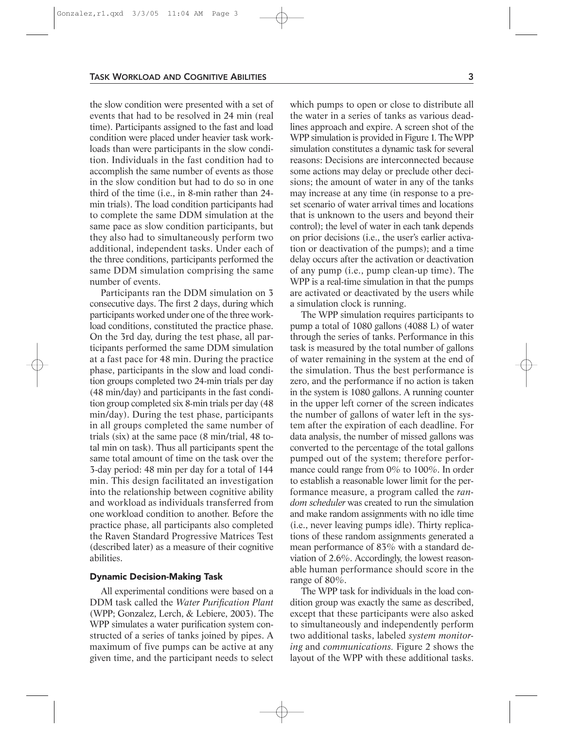the slow condition were presented with a set of events that had to be resolved in 24 min (real time). Participants assigned to the fast and load condition were placed under heavier task workloads than were participants in the slow condition. Individuals in the fast condition had to accomplish the same number of events as those in the slow condition but had to do so in one third of the time (i.e., in 8-min rather than 24-min trials). The load condition participants had to complete the same DDM simulation at the same pace as slow condition participants, but they also had to simultaneously perform two additional, independent tasks. Under each of the three conditions, participants performed the same DDM simulation comprising the same number of events.

Participants ran the DDM simulation on 3 consecutive days. The first 2 days, during which participants worked under one of the three workload conditions, constituted the practice phase. On the 3rd day, during the test phase, all participants performed the same DDM simulation at a fast pace for 48 min. During the practice phase, participants in the slow and load condition groups completed two 24-min trials per day (48 min/day) and participants in the fast condition group completed six 8-min trials per day (48 min/day). During the test phase, participants in all groups completed the same number of trials (six) at the same pace (8 min/trial, 48 total min on task). Thus all participants spent the same total amount of time on the task over the 3-day period: 48 min per day for a total of 144 min. This design facilitated an investigation into the relationship between cognitive ability and workload as individuals transferred from one workload condition to another. Before the practice phase, all participants also completed the Raven Standard Progressive Matrices Test (described later) as a measure of their cognitive abilities.

### Dynamic Decision-Making Task

All experimental conditions were based on a DDM task called the *Water Purification Plant* (WPP; Gonzalez, Lerch, & Lebiere, 2003). The WPP simulates a water purification system constructed of a series of tanks joined by pipes. A maximum of five pumps can be active at any given time, and the participant needs to select which pumps to open or close to distribute all the water in a series of tanks as various deadlines approach and expire. A screen shot of the WPP simulation is provided in Figure 1. The WPP simulation constitutes a dynamic task for several reasons: Decisions are interconnected because some actions may delay or preclude other decisions; the amount of water in any of the tanks may increase at any time (in response to a preset scenario of water arrival times and locations that is unknown to the users and beyond their control); the level of water in each tank depends on prior decisions (i.e., the user's earlier activation or deactivation of the pumps); and a time delay occurs after the activation or deactivation of any pump (i.e., pump clean-up time). The WPP is a real-time simulation in that the pumps are activated or deactivated by the users while a simulation clock is running.

The WPP simulation requires participants to pump a total of 1080 gallons (4088 L) of water through the series of tanks. Performance in this task is measured by the total number of gallons of water remaining in the system at the end of the simulation. Thus the best performance is zero, and the performance if no action is taken in the system is 1080 gallons. A running counter in the upper left corner of the screen indicates the number of gallons of water left in the system after the expiration of each deadline. For data analysis, the number of missed gallons was converted to the percentage of the total gallons pumped out of the system; therefore performance could range from 0% to 100%. In order to establish a reasonable lower limit for the performance measure, a program called the *random scheduler* was created to run the simulation and make random assignments with no idle time (i.e., never leaving pumps idle). Thirty replications of these random assignments generated a mean performance of 83% with a standard deviation of 2.6%. Accordingly, the lowest reasonable human performance should score in the range of 80%.

The WPP task for individuals in the load condition group was exactly the same as described, except that these participants were also asked to simultaneously and independently perform two additional tasks, labeled *system monitoring* and *communications.* Figure 2 shows the layout of the WPP with these additional tasks.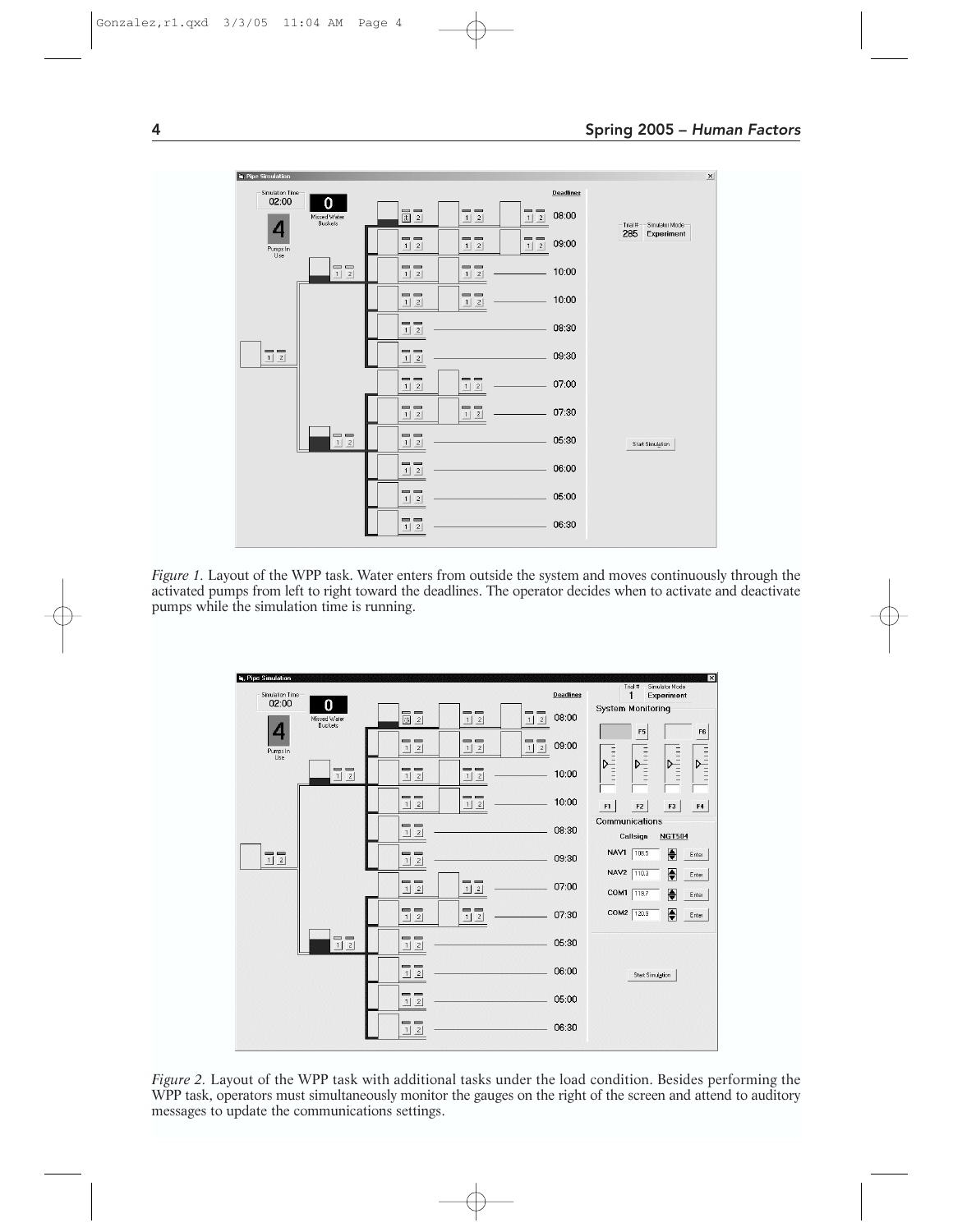*Figure 1.* Layout of the WPP task. Water enters from outside the system and moves continuously through the activated pumps from left to right toward the deadlines. The operator decides when to activate and deactivate pumps while the simulation time is running.

*Figure 2.* Layout of the WPP task with additional tasks under the load condition. Besides performing the WPP task, operators must simultaneously monitor the gauges on the right of the screen and attend to auditory messages to update the communications settings.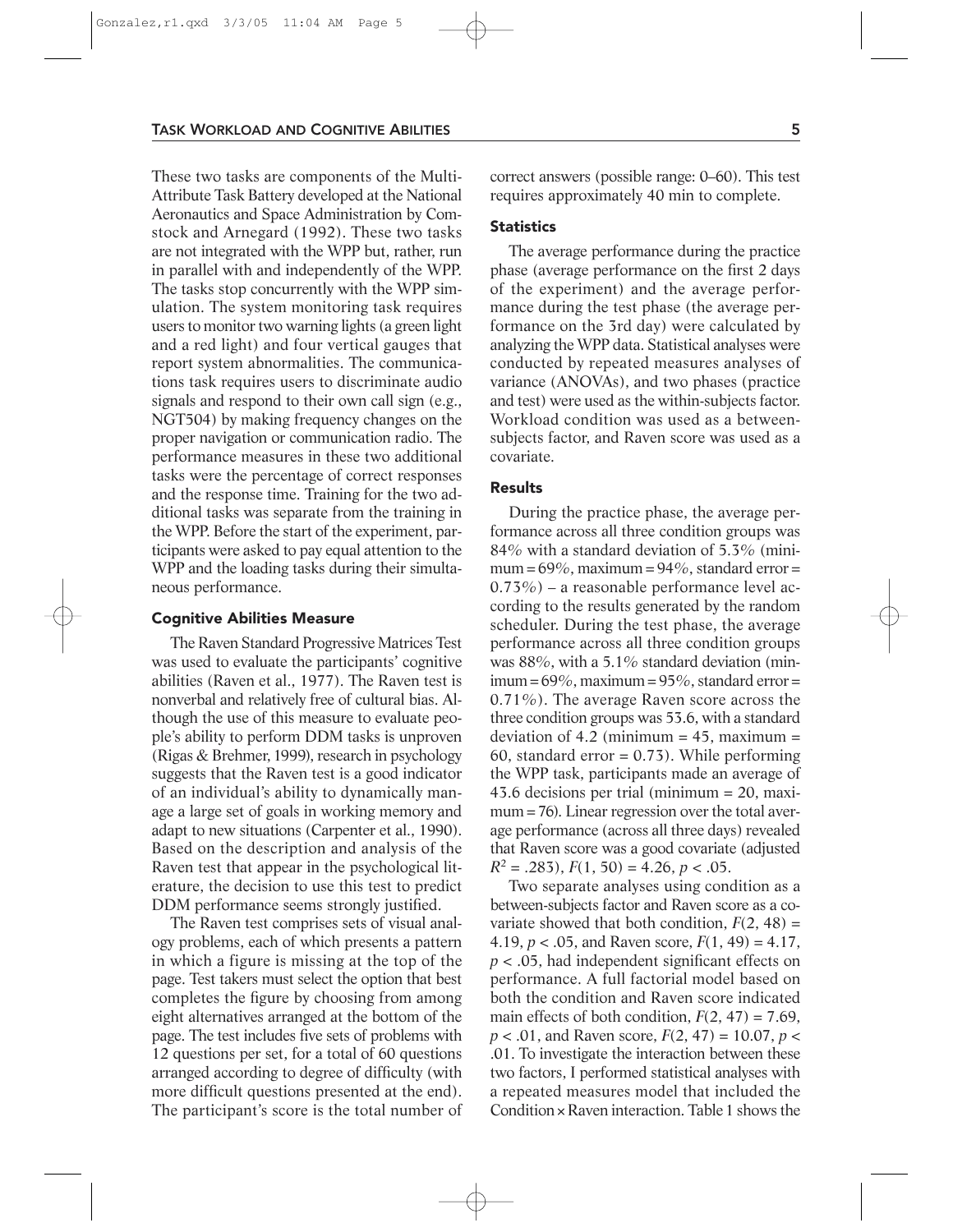These two tasks are components of the Multi-Attribute Task Battery developed at the National Aeronautics and Space Administration by Comstock and Arnegard (1992). These two tasks are not integrated with the WPP but, rather, run in parallel with and independently of the WPP. The tasks stop concurrently with the WPP simulation. The system monitoring task requires users to monitor two warning lights (a green light and a red light) and four vertical gauges that report system abnormalities. The communications task requires users to discriminate audio signals and respond to their own call sign (e.g., NGT504) by making frequency changes on the proper navigation or communication radio. The performance measures in these two additional tasks were the percentage of correct responses and the response time. Training for the two additional tasks was separate from the training in the WPP. Before the start of the experiment, participants were asked to pay equal attention to the WPP and the loading tasks during their simultaneous performance.

### Cognitive Abilities Measure

The Raven Standard Progressive Matrices Test was used to evaluate the participants' cognitive abilities (Raven et al., 1977). The Raven test is nonverbal and relatively free of cultural bias. Although the use of this measure to evaluate people's ability to perform DDM tasks is unproven (Rigas & Brehmer, 1999), research in psychology suggests that the Raven test is a good indicator of an individual's ability to dynamically manage a large set of goals in working memory and adapt to new situations (Carpenter et al., 1990). Based on the description and analysis of the Raven test that appear in the psychological literature, the decision to use this test to predict DDM performance seems strongly justified.

The Raven test comprises sets of visual analogy problems, each of which presents a pattern in which a figure is missing at the top of the page. Test takers must select the option that best completes the figure by choosing from among eight alternatives arranged at the bottom of the page. The test includes five sets of problems with 12 questions per set, for a total of 60 questions arranged according to degree of difficulty (with more difficult questions presented at the end). The participant's score is the total number of correct answers (possible range: 0–60). This test requires approximately 40 min to complete.

### Statistics

The average performance during the practice phase (average performance on the first 2 days of the experiment) and the average performance during the test phase (the average performance on the 3rd day) were calculated by analyzing the WPP data. Statistical analyses were conducted by repeated measures analyses of variance (ANOVAs), and two phases (practice and test) were used as the within-subjects factor. Workload condition was used as a between-subjects factor, and Raven score was used as a covariate.

### Results

During the practice phase, the average performance across all three condition groups was 84% with a standard deviation of 5.3% (minimum = 69%, maximum = 94%, standard error = 0.73%) – a reasonable performance level according to the results generated by the random scheduler. During the test phase, the average performance across all three condition groups was 88%, with a 5.1% standard deviation (minimum = 69%, maximum = 95%, standard error = 0.71%). The average Raven score across the three condition groups was 53.6, with a standard deviation of 4.2 (minimum = 45, maximum = 60, standard error = 0.73). While performing the WPP task, participants made an average of 43.6 decisions per trial (minimum = 20, maximum = 76). Linear regression over the total average performance (across all three days) revealed that Raven score was a good covariate (adjusted $R^2 = .283$), $F(1, 50) = 4.26$, $p < .05$.

Two separate analyses using condition as a between-subjects factor and Raven score as a covariate showed that both condition, $F(2, 48) = 4.19$, $p < .05$, and Raven score, $F(1, 49) = 4.17$, $p < .05$, had independent significant effects on performance. A full factorial model based on both the condition and Raven score indicated main effects of both condition, $F(2, 47) = 7.69$, $p < .01$, and Raven score, $F(2, 47) = 10.07$, $p < .01$. To investigate the interaction between these two factors, I performed statistical analyses with a repeated measures model that included the Condition × Raven interaction. Table 1 shows the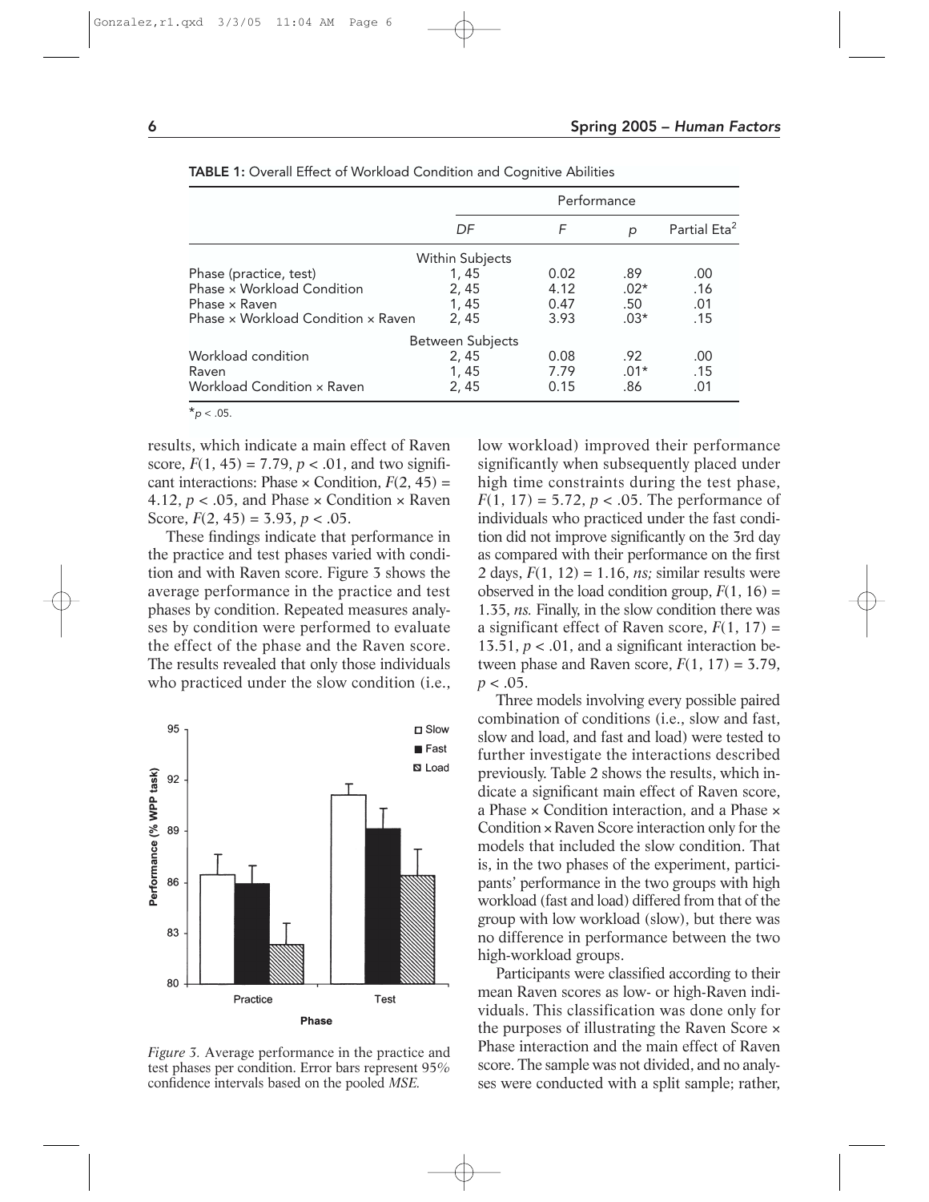**TABLE 1:** Overall Effect of Workload Condition and Cognitive Abilities

| | Performance | | | |
|---|---|---|---|---|
| | *DF* | *F* | *p* | Partial Eta$^2$ |
| Within Subjects | | | | |
| Phase (practice, test) | 1, 45 | 0.02 | .89 | .00 |
| Phase × Workload Condition | 2, 45 | 4.12 | .02* | .16 |
| Phase × Raven | 1, 45 | 0.47 | .50 | .01 |
| Phase × Workload Condition × Raven | 2, 45 | 3.93 | .03* | .15 |
| Between Subjects | | | | |
| Workload condition | 2, 45 | 0.08 | .92 | .00 |
| Raven | 1, 45 | 7.79 | .01* | .15 |
| Workload Condition × Raven | 2, 45 | 0.15 | .86 | .01 |

*$p < .05$.

results, which indicate a main effect of Raven score, $F(1, 45) = 7.79$, $p < .01$, and two significant interactions: Phase × Condition, $F(2, 45) = 4.12$, $p < .05$, and Phase × Condition × Raven Score, $F(2, 45) = 3.93$, $p < .05$.

These findings indicate that performance in the practice and test phases varied with condition and with Raven score. Figure 3 shows the average performance in the practice and test phases by condition. Repeated measures analyses by condition were performed to evaluate the effect of the phase and the Raven score. The results revealed that only those individuals who practiced under the slow condition (i.e., low workload) improved their performance significantly when subsequently placed under high time constraints during the test phase, $F(1, 17) = 5.72$, $p < .05$. The performance of individuals who practiced under the fast condition did not improve significantly on the 3rd day as compared with their performance on the first 2 days, $F(1, 12) = 1.16$, *ns;* similar results were observed in the load condition group, $F(1, 16) = 1.35$, *ns.* Finally, in the slow condition there was a significant effect of Raven score, $F(1, 17) = 13.51$, $p < .01$, and a significant interaction between phase and Raven score, $F(1, 17) = 3.79$, $p < .05$.

*Figure 3.* Average performance in the practice and test phases per condition. Error bars represent 95% confidence intervals based on the pooled *MSE.*

Three models involving every possible paired combination of conditions (i.e., slow and fast, slow and load, and fast and load) were tested to further investigate the interactions described previously. Table 2 shows the results, which indicate a significant main effect of Raven score, a Phase × Condition interaction, and a Phase × Condition × Raven Score interaction only for the models that included the slow condition. That is, in the two phases of the experiment, participants' performance in the two groups with high workload (fast and load) differed from that of the group with low workload (slow), but there was no difference in performance between the two high-workload groups.

Participants were classified according to their mean Raven scores as low- or high-Raven individuals. This classification was done only for the purposes of illustrating the Raven Score × Phase interaction and the main effect of Raven score. The sample was not divided, and no analyses were conducted with a split sample; rather,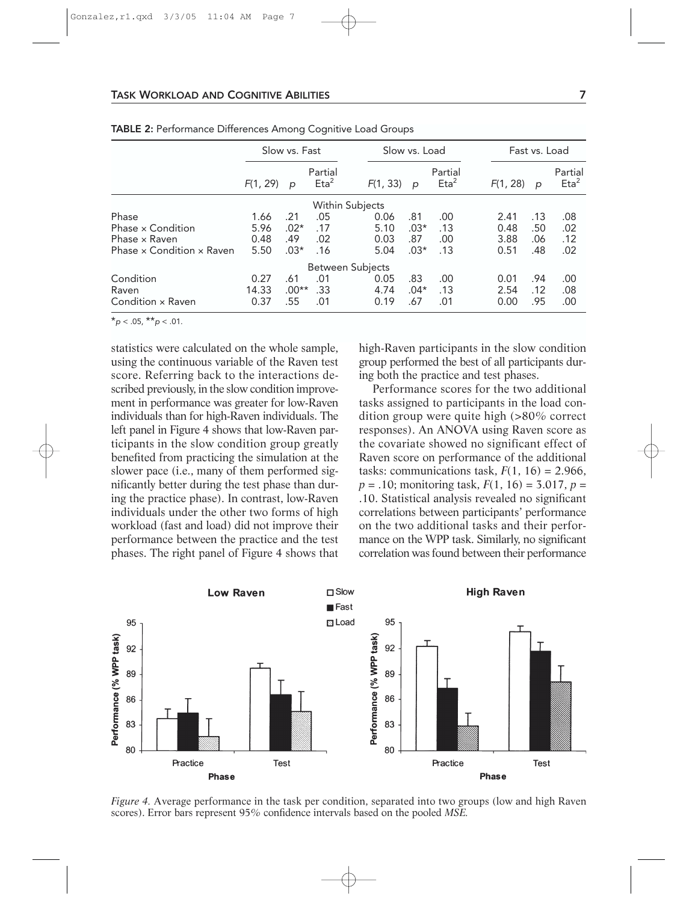**TABLE 2:** Performance Differences Among Cognitive Load Groups

| | Slow vs. Fast | | | Slow vs. Load | | | Fast vs. Load | | |
|---|---|---|---|---|---|---|---|---|---|
| | $F(1, 29)$ | $p$ | Partial $Eta^2$ | $F(1, 33)$ | $p$ | Partial $Eta^2$ | $F(1, 28)$ | $p$ | Partial $Eta^2$ |
| **Within Subjects** | | | | | | | | | |
| Phase | 1.66 | .21 | .05 | 0.06 | .81 | .00 | 2.41 | .13 | .08 |
| Phase × Condition | 5.96 | .02* | .17 | 5.10 | .03* | .13 | 0.48 | .50 | .02 |
| Phase × Raven | 0.48 | .49 | .02 | 0.03 | .87 | .00 | 3.88 | .06 | .12 |
| Phase × Condition × Raven | 5.50 | .03* | .16 | 5.04 | .03* | .13 | 0.51 | .48 | .02 |
| **Between Subjects** | | | | | | | | | |
| Condition | 0.27 | .61 | .01 | 0.05 | .83 | .00 | 0.01 | .94 | .00 |
| Raven | 14.33 | .00** | .33 | 4.74 | .04* | .13 | 2.54 | .12 | .08 |
| Condition × Raven | 0.37 | .55 | .01 | 0.19 | .67 | .01 | 0.00 | .95 | .00 |

*$p < .05$, **$p < .01$.

statistics were calculated on the whole sample, using the continuous variable of the Raven test score. Referring back to the interactions described previously, in the slow condition improvement in performance was greater for low-Raven individuals than for high-Raven individuals. The left panel in Figure 4 shows that low-Raven participants in the slow condition group greatly benefited from practicing the simulation at the slower pace (i.e., many of them performed significantly better during the test phase than during the practice phase). In contrast, low-Raven individuals under the other two forms of high workload (fast and load) did not improve their performance between the practice and the test phases. The right panel of Figure 4 shows that high-Raven participants in the slow condition group performed the best of all participants during both the practice and test phases.

Performance scores for the two additional tasks assigned to participants in the load condition group were quite high (>80% correct responses). An ANOVA using Raven score as the covariate showed no significant effect of Raven score on performance of the additional tasks: communications task, $F(1, 16) = 2.966$, $p = .10$; monitoring task, $F(1, 16) = 3.017$, $p = .10$. Statistical analysis revealed no significant correlations between participants' performance on the two additional tasks and their performance on the WPP task. Similarly, no significant correlation was found between their performance

*Figure 4.* Average performance in the task per condition, separated into two groups (low and high Raven scores). Error bars represent 95% confidence intervals based on the pooled *MSE.*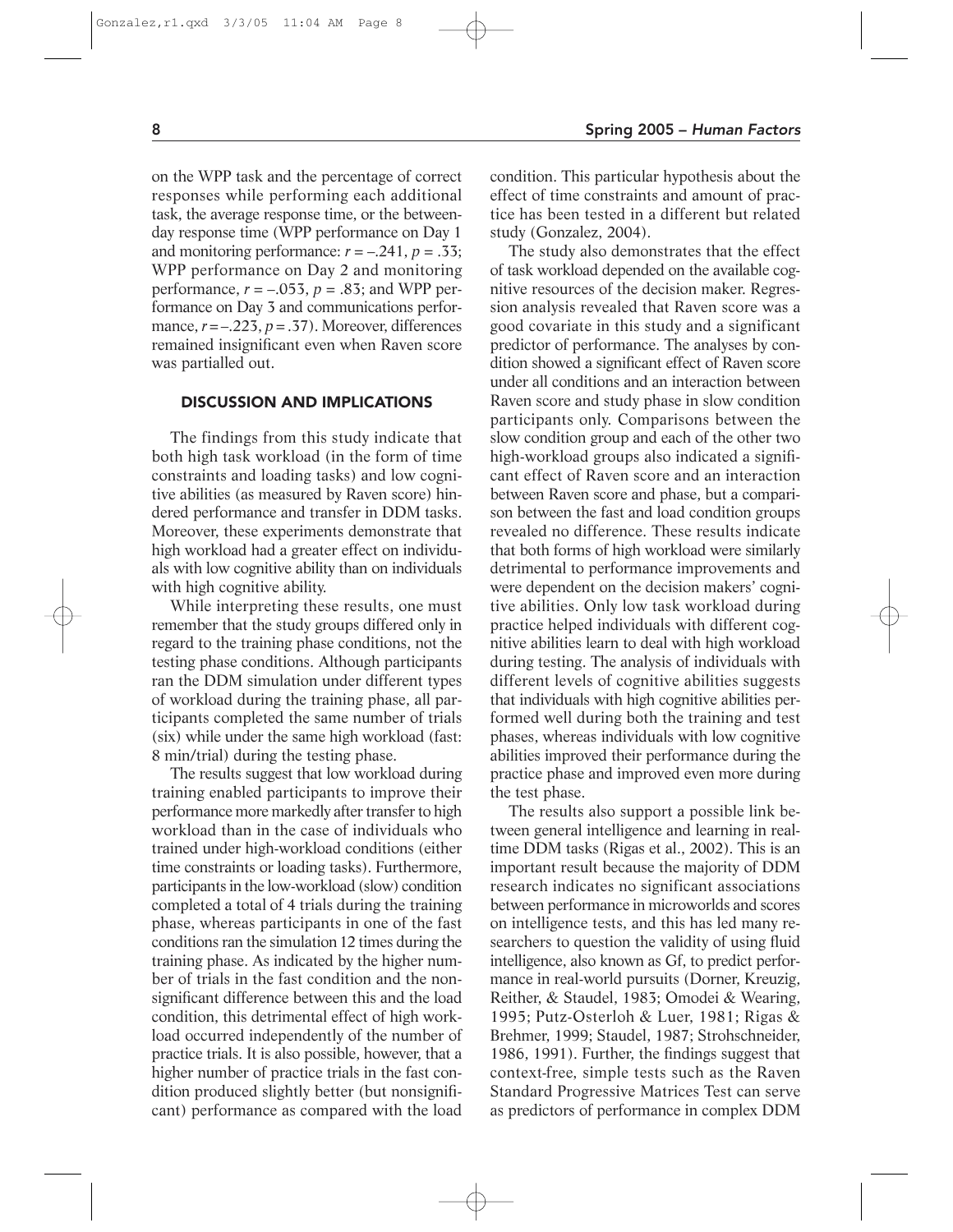on the WPP task and the percentage of correct responses while performing each additional task, the average response time, or the between-day response time (WPP performance on Day 1 and monitoring performance: $r = -.241$, $p = .33$; WPP performance on Day 2 and monitoring performance, $r = -.053$, $p = .83$; and WPP performance on Day 3 and communications performance, $r = -.223$, $p = .37$). Moreover, differences remained insignificant even when Raven score was partialled out.

## DISCUSSION AND IMPLICATIONS

The findings from this study indicate that both high task workload (in the form of time constraints and loading tasks) and low cognitive abilities (as measured by Raven score) hindered performance and transfer in DDM tasks. Moreover, these experiments demonstrate that high workload had a greater effect on individuals with low cognitive ability than on individuals with high cognitive ability.

While interpreting these results, one must remember that the study groups differed only in regard to the training phase conditions, not the testing phase conditions. Although participants ran the DDM simulation under different types of workload during the training phase, all participants completed the same number of trials (six) while under the same high workload (fast: 8 min/trial) during the testing phase.

The results suggest that low workload during training enabled participants to improve their performance more markedly after transfer to high workload than in the case of individuals who trained under high-workload conditions (either time constraints or loading tasks). Furthermore, participants in the low-workload (slow) condition completed a total of 4 trials during the training phase, whereas participants in one of the fast conditions ran the simulation 12 times during the training phase. As indicated by the higher number of trials in the fast condition and the nonsignificant difference between this and the load condition, this detrimental effect of high workload occurred independently of the number of practice trials. It is also possible, however, that a higher number of practice trials in the fast condition produced slightly better (but nonsignificant) performance as compared with the load condition. This particular hypothesis about the effect of time constraints and amount of practice has been tested in a different but related study (Gonzalez, 2004).

The study also demonstrates that the effect of task workload depended on the available cognitive resources of the decision maker. Regression analysis revealed that Raven score was a good covariate in this study and a significant predictor of performance. The analyses by condition showed a significant effect of Raven score under all conditions and an interaction between Raven score and study phase in slow condition participants only. Comparisons between the slow condition group and each of the other two high-workload groups also indicated a significant effect of Raven score and an interaction between Raven score and phase, but a comparison between the fast and load condition groups revealed no difference. These results indicate that both forms of high workload were similarly detrimental to performance improvements and were dependent on the decision makers' cognitive abilities. Only low task workload during practice helped individuals with different cognitive abilities learn to deal with high workload during testing. The analysis of individuals with different levels of cognitive abilities suggests that individuals with high cognitive abilities performed well during both the training and test phases, whereas individuals with low cognitive abilities improved their performance during the practice phase and improved even more during the test phase.

The results also support a possible link between general intelligence and learning in real-time DDM tasks (Rigas et al., 2002). This is an important result because the majority of DDM research indicates no significant associations between performance in microworlds and scores on intelligence tests, and this has led many researchers to question the validity of using fluid intelligence, also known as Gf, to predict performance in real-world pursuits (Dorner, Kreuzig, Reither, & Staudel, 1983; Omodei & Wearing, 1995; Putz-Osterloh & Luer, 1981; Rigas & Brehmer, 1999; Staudel, 1987; Strohschneider, 1986, 1991). Further, the findings suggest that context-free, simple tests such as the Raven Standard Progressive Matrices Test can serve as predictors of performance in complex DDM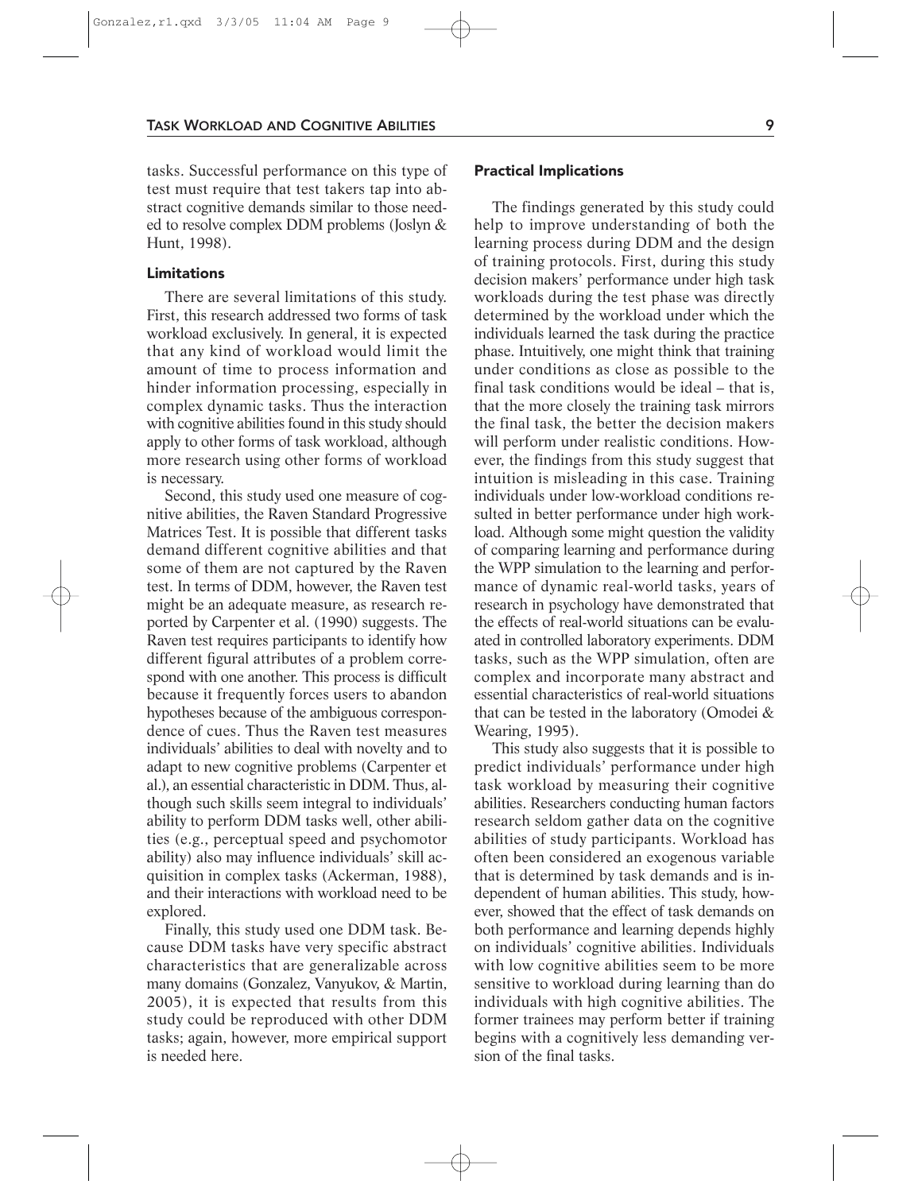tasks. Successful performance on this type of test must require that test takers tap into abstract cognitive demands similar to those needed to resolve complex DDM problems (Joslyn & Hunt, 1998).

### Limitations

There are several limitations of this study. First, this research addressed two forms of task workload exclusively. In general, it is expected that any kind of workload would limit the amount of time to process information and hinder information processing, especially in complex dynamic tasks. Thus the interaction with cognitive abilities found in this study should apply to other forms of task workload, although more research using other forms of workload is necessary.

Second, this study used one measure of cognitive abilities, the Raven Standard Progressive Matrices Test. It is possible that different tasks demand different cognitive abilities and that some of them are not captured by the Raven test. In terms of DDM, however, the Raven test might be an adequate measure, as research reported by Carpenter et al. (1990) suggests. The Raven test requires participants to identify how different figural attributes of a problem correspond with one another. This process is difficult because it frequently forces users to abandon hypotheses because of the ambiguous correspondence of cues. Thus the Raven test measures individuals' abilities to deal with novelty and to adapt to new cognitive problems (Carpenter et al.), an essential characteristic in DDM. Thus, although such skills seem integral to individuals' ability to perform DDM tasks well, other abilities (e.g., perceptual speed and psychomotor ability) also may influence individuals' skill acquisition in complex tasks (Ackerman, 1988), and their interactions with workload need to be explored.

Finally, this study used one DDM task. Because DDM tasks have very specific abstract characteristics that are generalizable across many domains (Gonzalez, Vanyukov, & Martin, 2005), it is expected that results from this study could be reproduced with other DDM tasks; again, however, more empirical support is needed here.

### Practical Implications

The findings generated by this study could help to improve understanding of both the learning process during DDM and the design of training protocols. First, during this study decision makers' performance under high task workloads during the test phase was directly determined by the workload under which the individuals learned the task during the practice phase. Intuitively, one might think that training under conditions as close as possible to the final task conditions would be ideal – that is, that the more closely the training task mirrors the final task, the better the decision makers will perform under realistic conditions. However, the findings from this study suggest that intuition is misleading in this case. Training individuals under low-workload conditions resulted in better performance under high workload. Although some might question the validity of comparing learning and performance during the WPP simulation to the learning and performance of dynamic real-world tasks, years of research in psychology have demonstrated that the effects of real-world situations can be evaluated in controlled laboratory experiments. DDM tasks, such as the WPP simulation, often are complex and incorporate many abstract and essential characteristics of real-world situations that can be tested in the laboratory (Omodei & Wearing, 1995).

This study also suggests that it is possible to predict individuals' performance under high task workload by measuring their cognitive abilities. Researchers conducting human factors research seldom gather data on the cognitive abilities of study participants. Workload has often been considered an exogenous variable that is determined by task demands and is independent of human abilities. This study, however, showed that the effect of task demands on both performance and learning depends highly on individuals' cognitive abilities. Individuals with low cognitive abilities seem to be more sensitive to workload during learning than do individuals with high cognitive abilities. The former trainees may perform better if training begins with a cognitively less demanding version of the final tasks.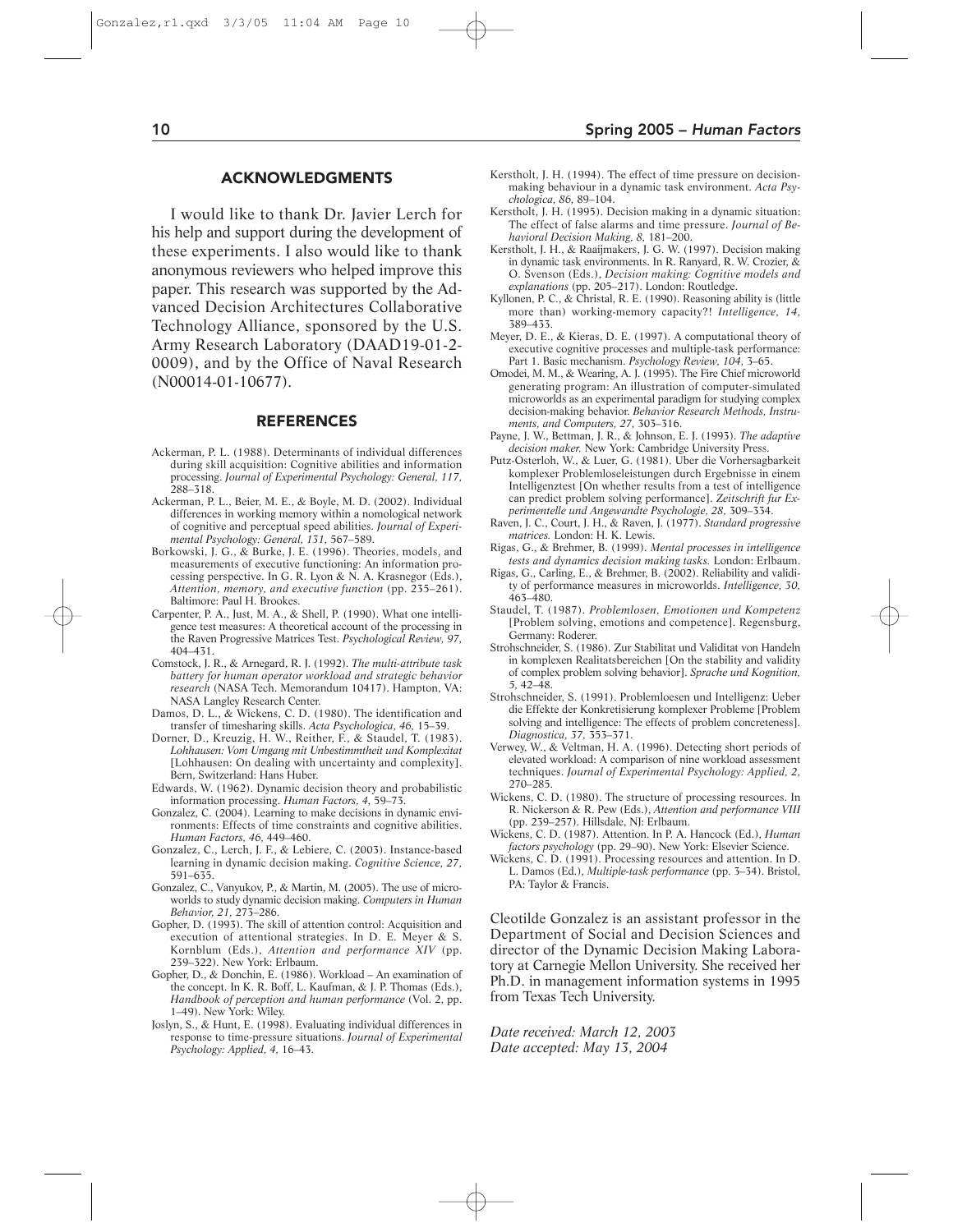## ACKNOWLEDGMENTS

I would like to thank Dr. Javier Lerch for his help and support during the development of these experiments. I also would like to thank anonymous reviewers who helped improve this paper. This research was supported by the Advanced Decision Architectures Collaborative Technology Alliance, sponsored by the U.S. Army Research Laboratory (DAAD19-01-2-0009), and by the Office of Naval Research (N00014-01-10677).

## REFERENCES

Ackerman, P. L. (1988). Determinants of individual differences during skill acquisition: Cognitive abilities and information processing. *Journal of Experimental Psychology: General, 117,* 288–318.

Ackerman, P. L., Beier, M. E., & Boyle, M. D. (2002). Individual differences in working memory within a nomological network of cognitive and perceptual speed abilities. *Journal of Experimental Psychology: General, 131,* 567–589.

Borkowski, J. G., & Burke, J. E. (1996). Theories, models, and measurements of executive functioning: An information processing perspective. In G. R. Lyon & N. A. Krasnegor (Eds.), *Attention, memory, and executive function* (pp. 235–261). Baltimore: Paul H. Brookes.

Carpenter, P. A., Just, M. A., & Shell, P. (1990). What one intelligence test measures: A theoretical account of the processing in the Raven Progressive Matrices Test. *Psychological Review, 97,* 404–431.

Comstock, J. R., & Arnegard, R. J. (1992). *The multi-attribute task battery for human operator workload and strategic behavior research* (NASA Tech. Memorandum 10417). Hampton, VA: NASA Langley Research Center.

Damos, D. L., & Wickens, C. D. (1980). The identification and transfer of timesharing skills. *Acta Psychologica, 46,* 15–39.

Dorner, D., Kreuzig, H. W., Reither, F., & Staudel, T. (1983). *Lohhausen: Vom Umgang mit Unbestimmtheit und Komplexitat* [Lohhausen: On dealing with uncertainty and complexity]. Bern, Switzerland: Hans Huber.

Edwards, W. (1962). Dynamic decision theory and probabilistic information processing. *Human Factors, 4,* 59–73.

Gonzalez, C. (2004). Learning to make decisions in dynamic environments: Effects of time constraints and cognitive abilities. *Human Factors, 46,* 449–460.

Gonzalez, C., Lerch, J. F., & Lebiere, C. (2003). Instance-based learning in dynamic decision making. *Cognitive Science, 27,* 591–635.

Gonzalez, C., Vanyukov, P., & Martin, M. (2005). The use of microworlds to study dynamic decision making. *Computers in Human Behavior, 21,* 273–286.

Gopher, D. (1993). The skill of attention control: Acquisition and execution of attentional strategies. In D. E. Meyer & S. Kornblum (Eds.), *Attention and performance XIV* (pp. 239–322). New York: Erlbaum.

Gopher, D., & Donchin, E. (1986). Workload – An examination of the concept. In K. R. Boff, L. Kaufman, & J. P. Thomas (Eds.), *Handbook of perception and human performance* (Vol. 2, pp. 1–49). New York: Wiley.

Joslyn, S., & Hunt, E. (1998). Evaluating individual differences in response to time-pressure situations. *Journal of Experimental Psychology: Applied, 4,* 16–43.

Kerstholt, J. H. (1994). The effect of time pressure on decision-making behaviour in a dynamic task environment. *Acta Psychologica, 86,* 89–104.

Kerstholt, J. H. (1995). Decision making in a dynamic situation: The effect of false alarms and time pressure. *Journal of Behavioral Decision Making, 8,* 181–200.

Kerstholt, J. H., & Raaijmakers, J. G. W. (1997). Decision making in dynamic task environments. In R. Ranyard, R. W. Crozier, & O. Svenson (Eds.), *Decision making: Cognitive models and explanations* (pp. 205–217). London: Routledge.

Kyllonen, P. C., & Christal, R. E. (1990). Reasoning ability is (little more than) working-memory capacity?! *Intelligence, 14,* 389–433.

Meyer, D. E., & Kieras, D. E. (1997). A computational theory of executive cognitive processes and multiple-task performance: Part 1. Basic mechanism. *Psychology Review, 104,* 3–65.

Omodei, M. M., & Wearing, A. J. (1995). The Fire Chief microworld generating program: An illustration of computer-simulated microworlds as an experimental paradigm for studying complex decision-making behavior. *Behavior Research Methods, Instruments, and Computers, 27,* 303–316.

Payne, J. W., Bettman, J. R., & Johnson, E. J. (1993). *The adaptive decision maker.* New York: Cambridge University Press.

Putz-Osterloh, W., & Luer, G. (1981). Uber die Vorhersagbarkeit komplexer Problemloseleistungen durch Ergebnisse in einem Intelligenztest [On whether results from a test of intelligence can predict problem solving performance]. *Zeitschrift fur Experimentelle und Angewandte Psychologie, 28,* 309–334.

Raven, J. C., Court, J. H., & Raven, J. (1977). *Standard progressive matrices.* London: H. K. Lewis.

Rigas, G., & Brehmer, B. (1999). *Mental processes in intelligence tests and dynamics decision making tasks.* London: Erlbaum.

Rigas, G., Carling, E., & Brehmer, B. (2002). Reliability and validity of performance measures in microworlds. *Intelligence, 30,* 463–480.

Staudel, T. (1987). *Problemlosen, Emotionen und Kompetenz* [Problem solving, emotions and competence]. Regensburg, Germany: Roderer.

Strohschneider, S. (1986). Zur Stabilitat und Validitat von Handeln in komplexen Realitatsbereichen [On the stability and validity of complex problem solving behavior]. *Sprache und Kognition, 5,* 42–48.

Strohschneider, S. (1991). Problemloesen und Intelligenz: Ueber die Effekte der Konkretisierung komplexer Probleme [Problem solving and intelligence: The effects of problem concreteness]. *Diagnostica, 37,* 353–371.

Verwey, W., & Veltman, H. A. (1996). Detecting short periods of elevated workload: A comparison of nine workload assessment techniques. *Journal of Experimental Psychology: Applied, 2,* 270–285.

Wickens, C. D. (1980). The structure of processing resources. In R. Nickerson & R. Pew (Eds.), *Attention and performance VIII* (pp. 239–257). Hillsdale, NJ: Erlbaum.

Wickens, C. D. (1987). Attention. In P. A. Hancock (Ed.), *Human factors psychology* (pp. 29–90). New York: Elsevier Science.

Wickens, C. D. (1991). Processing resources and attention. In D. L. Damos (Ed.), *Multiple-task performance* (pp. 3–34). Bristol, PA: Taylor & Francis.

Cleotilde Gonzalez is an assistant professor in the Department of Social and Decision Sciences and director of the Dynamic Decision Making Laboratory at Carnegie Mellon University. She received her Ph.D. in management information systems in 1995 from Texas Tech University.

*Date received: March 12, 2003*
*Date accepted: May 13, 2004*